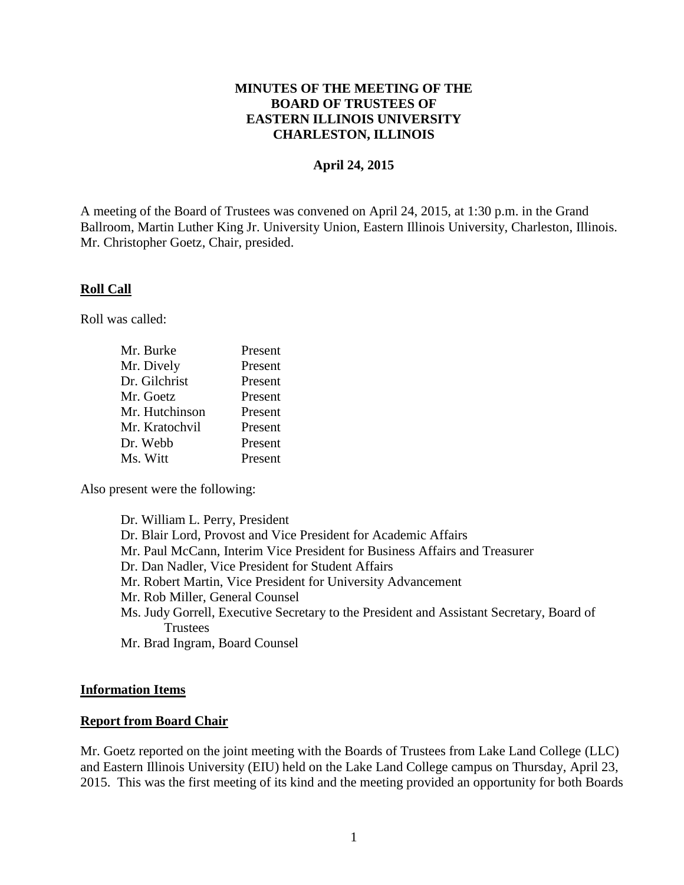# MINUTES OF THE MEETING OF THE BOARD OF TRUSTEES OF EASTERN ILLINOIS UNIVERSITY CHARLESTON, ILLINOIS

**April 24, 2015**

A meeting of the Board of Trustees was convened on April 24, 2015, at 1:30 p.m. in the Grand Ballroom, Martin Luther King Jr. University Union, Eastern Illinois University, Charleston, Illinois. Mr. Christopher Goetz, Chair, presided.

## Roll Call

Roll was called:

| | |
|---|---|
| Mr. Burke | Present |
| Mr. Dively | Present |
| Dr. Gilchrist | Present |
| Mr. Goetz | Present |
| Mr. Hutchinson | Present |
| Mr. Kratochvil | Present |
| Dr. Webb | Present |
| Ms. Witt | Present |

Also present were the following:

- Dr. William L. Perry, President
- Dr. Blair Lord, Provost and Vice President for Academic Affairs
- Mr. Paul McCann, Interim Vice President for Business Affairs and Treasurer
- Dr. Dan Nadler, Vice President for Student Affairs
- Mr. Robert Martin, Vice President for University Advancement
- Mr. Rob Miller, General Counsel
- Ms. Judy Gorrell, Executive Secretary to the President and Assistant Secretary, Board of Trustees
- Mr. Brad Ingram, Board Counsel

## Information Items

## Report from Board Chair

Mr. Goetz reported on the joint meeting with the Boards of Trustees from Lake Land College (LLC) and Eastern Illinois University (EIU) held on the Lake Land College campus on Thursday, April 23, 2015. This was the first meeting of its kind and the meeting provided an opportunity for both Boards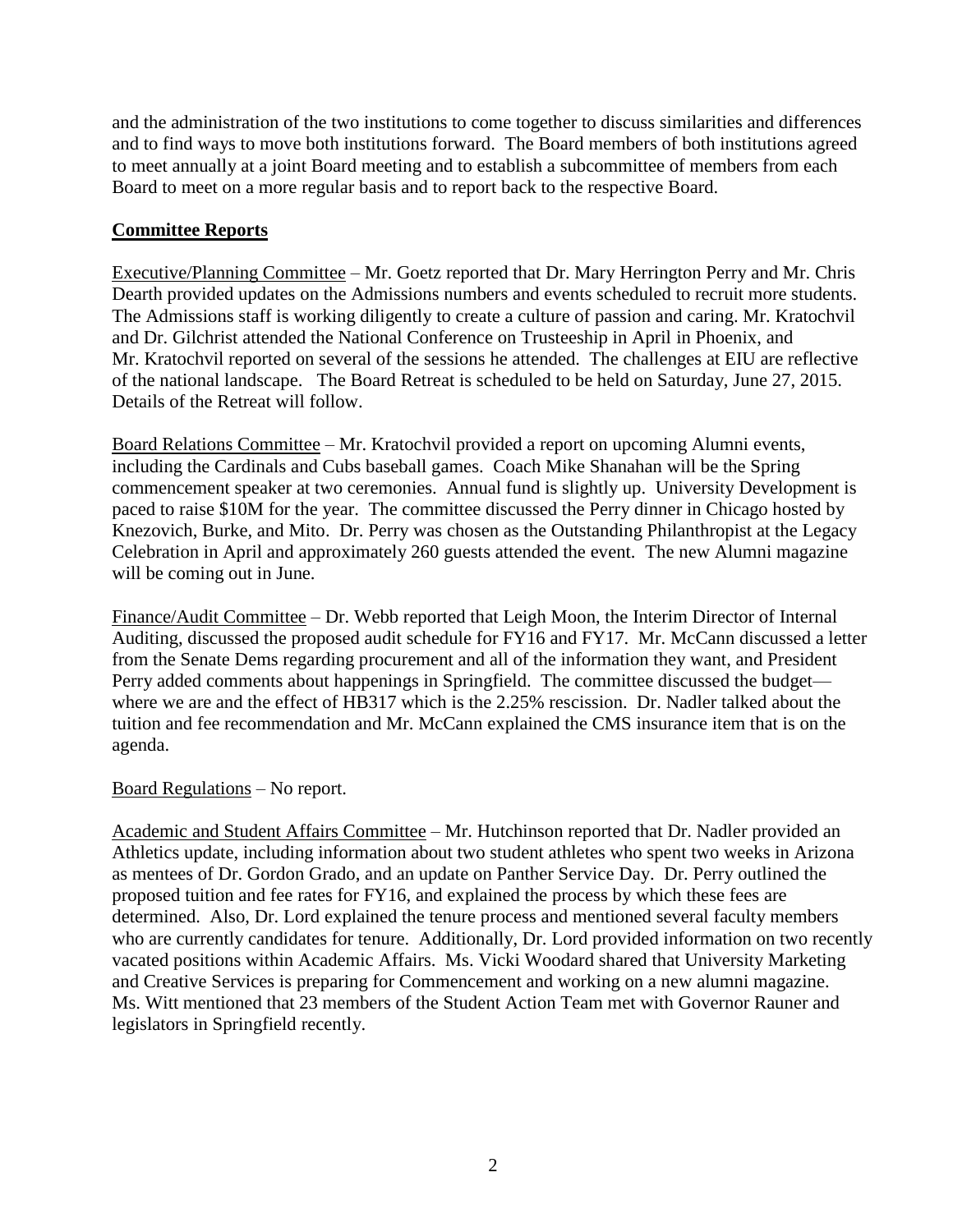and the administration of the two institutions to come together to discuss similarities and differences and to find ways to move both institutions forward. The Board members of both institutions agreed to meet annually at a joint Board meeting and to establish a subcommittee of members from each Board to meet on a more regular basis and to report back to the respective Board.

## Committee Reports

Executive/Planning Committee – Mr. Goetz reported that Dr. Mary Herrington Perry and Mr. Chris Dearth provided updates on the Admissions numbers and events scheduled to recruit more students. The Admissions staff is working diligently to create a culture of passion and caring. Mr. Kratochvil and Dr. Gilchrist attended the National Conference on Trusteeship in April in Phoenix, and Mr. Kratochvil reported on several of the sessions he attended. The challenges at EIU are reflective of the national landscape. The Board Retreat is scheduled to be held on Saturday, June 27, 2015. Details of the Retreat will follow.

Board Relations Committee – Mr. Kratochvil provided a report on upcoming Alumni events, including the Cardinals and Cubs baseball games. Coach Mike Shanahan will be the Spring commencement speaker at two ceremonies. Annual fund is slightly up. University Development is paced to raise $10M for the year. The committee discussed the Perry dinner in Chicago hosted by Knezovich, Burke, and Mito. Dr. Perry was chosen as the Outstanding Philanthropist at the Legacy Celebration in April and approximately 260 guests attended the event. The new Alumni magazine will be coming out in June.

Finance/Audit Committee – Dr. Webb reported that Leigh Moon, the Interim Director of Internal Auditing, discussed the proposed audit schedule for FY16 and FY17. Mr. McCann discussed a letter from the Senate Dems regarding procurement and all of the information they want, and President Perry added comments about happenings in Springfield. The committee discussed the budget—where we are and the effect of HB317 which is the 2.25% rescission. Dr. Nadler talked about the tuition and fee recommendation and Mr. McCann explained the CMS insurance item that is on the agenda.

Board Regulations – No report.

Academic and Student Affairs Committee – Mr. Hutchinson reported that Dr. Nadler provided an Athletics update, including information about two student athletes who spent two weeks in Arizona as mentees of Dr. Gordon Grado, and an update on Panther Service Day. Dr. Perry outlined the proposed tuition and fee rates for FY16, and explained the process by which these fees are determined. Also, Dr. Lord explained the tenure process and mentioned several faculty members who are currently candidates for tenure. Additionally, Dr. Lord provided information on two recently vacated positions within Academic Affairs. Ms. Vicki Woodard shared that University Marketing and Creative Services is preparing for Commencement and working on a new alumni magazine. Ms. Witt mentioned that 23 members of the Student Action Team met with Governor Rauner and legislators in Springfield recently.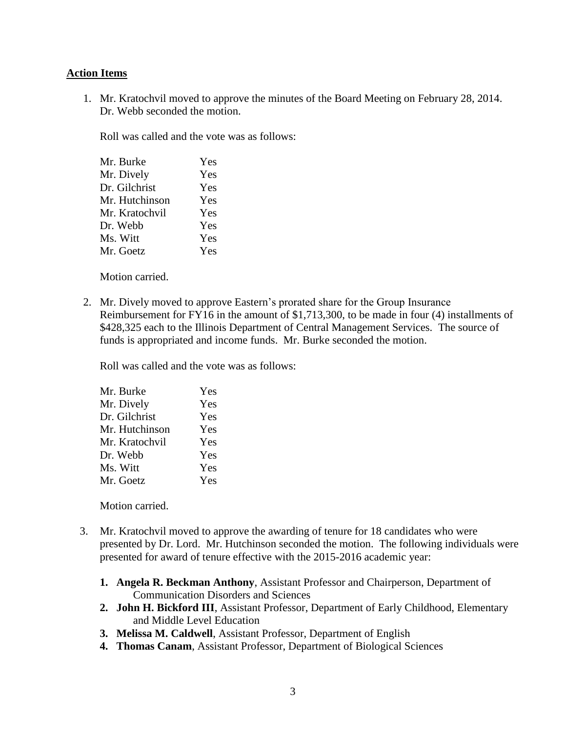**Action Items**

1. Mr. Kratochvil moved to approve the minutes of the Board Meeting on February 28, 2014. Dr. Webb seconded the motion.

   Roll was called and the vote was as follows:

   | | |
   |---|---|
   | Mr. Burke | Yes |
   | Mr. Dively | Yes |
   | Dr. Gilchrist | Yes |
   | Mr. Hutchinson | Yes |
   | Mr. Kratochvil | Yes |
   | Dr. Webb | Yes |
   | Ms. Witt | Yes |
   | Mr. Goetz | Yes |

   Motion carried.

2. Mr. Dively moved to approve Eastern's prorated share for the Group Insurance Reimbursement for FY16 in the amount of $1,713,300, to be made in four (4) installments of $428,325 each to the Illinois Department of Central Management Services. The source of funds is appropriated and income funds. Mr. Burke seconded the motion.

   Roll was called and the vote was as follows:

   | | |
   |---|---|
   | Mr. Burke | Yes |
   | Mr. Dively | Yes |
   | Dr. Gilchrist | Yes |
   | Mr. Hutchinson | Yes |
   | Mr. Kratochvil | Yes |
   | Dr. Webb | Yes |
   | Ms. Witt | Yes |
   | Mr. Goetz | Yes |

   Motion carried.

3. Mr. Kratochvil moved to approve the awarding of tenure for 18 candidates who were presented by Dr. Lord. Mr. Hutchinson seconded the motion. The following individuals were presented for award of tenure effective with the 2015-2016 academic year:

   1. **Angela R. Beckman Anthony**, Assistant Professor and Chairperson, Department of Communication Disorders and Sciences
   2. **John H. Bickford III**, Assistant Professor, Department of Early Childhood, Elementary and Middle Level Education
   3. **Melissa M. Caldwell**, Assistant Professor, Department of English
   4. **Thomas Canam**, Assistant Professor, Department of Biological Sciences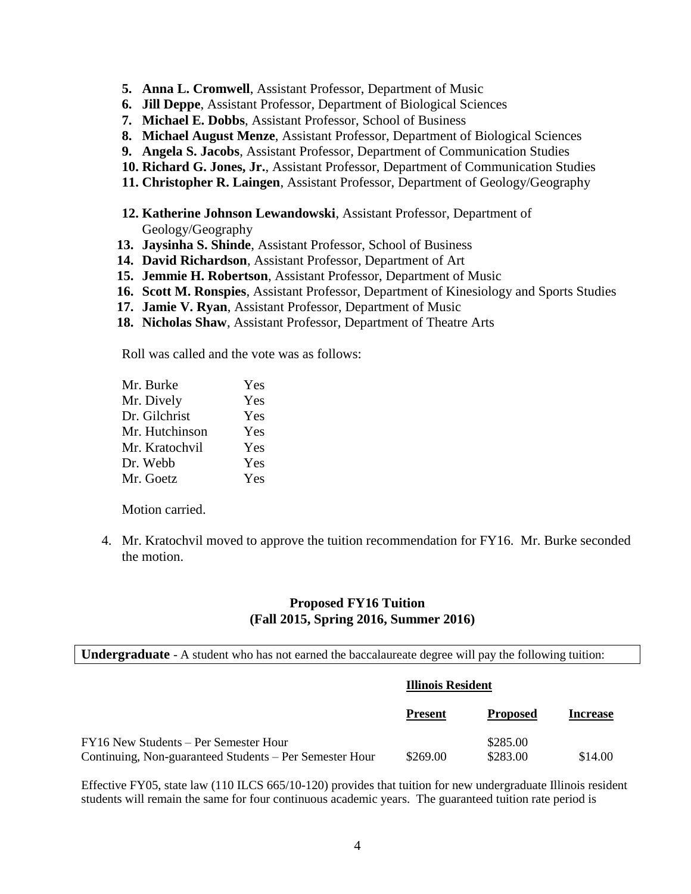5. **Anna L. Cromwell**, Assistant Professor, Department of Music
6. **Jill Deppe**, Assistant Professor, Department of Biological Sciences
7. **Michael E. Dobbs**, Assistant Professor, School of Business
8. **Michael August Menze**, Assistant Professor, Department of Biological Sciences
9. **Angela S. Jacobs**, Assistant Professor, Department of Communication Studies
10. **Richard G. Jones, Jr.**, Assistant Professor, Department of Communication Studies
11. **Christopher R. Laingen**, Assistant Professor, Department of Geology/Geography
12. **Katherine Johnson Lewandowski**, Assistant Professor, Department of Geology/Geography
13. **Jaysinha S. Shinde**, Assistant Professor, School of Business
14. **David Richardson**, Assistant Professor, Department of Art
15. **Jemmie H. Robertson**, Assistant Professor, Department of Music
16. **Scott M. Ronspies**, Assistant Professor, Department of Kinesiology and Sports Studies
17. **Jamie V. Ryan**, Assistant Professor, Department of Music
18. **Nicholas Shaw**, Assistant Professor, Department of Theatre Arts

Roll was called and the vote was as follows:

| | |
|---|---|
| Mr. Burke | Yes |
| Mr. Dively | Yes |
| Dr. Gilchrist | Yes |
| Mr. Hutchinson | Yes |
| Mr. Kratochvil | Yes |
| Dr. Webb | Yes |
| Mr. Goetz | Yes |

Motion carried.

4. Mr. Kratochvil moved to approve the tuition recommendation for FY16. Mr. Burke seconded the motion.

**Proposed FY16 Tuition**
**(Fall 2015, Spring 2016, Summer 2016)**

**Undergraduate** - A student who has not earned the baccalaureate degree will pay the following tuition:

| | **Illinois Resident** | | |
|---|---|---|---|
| | **Present** | **Proposed** | **Increase** |
| FY16 New Students – Per Semester Hour | | $285.00 | |
| Continuing, Non-guaranteed Students – Per Semester Hour | $269.00 | $283.00 | $14.00 |

Effective FY05, state law (110 ILCS 665/10-120) provides that tuition for new undergraduate Illinois resident students will remain the same for four continuous academic years. The guaranteed tuition rate period is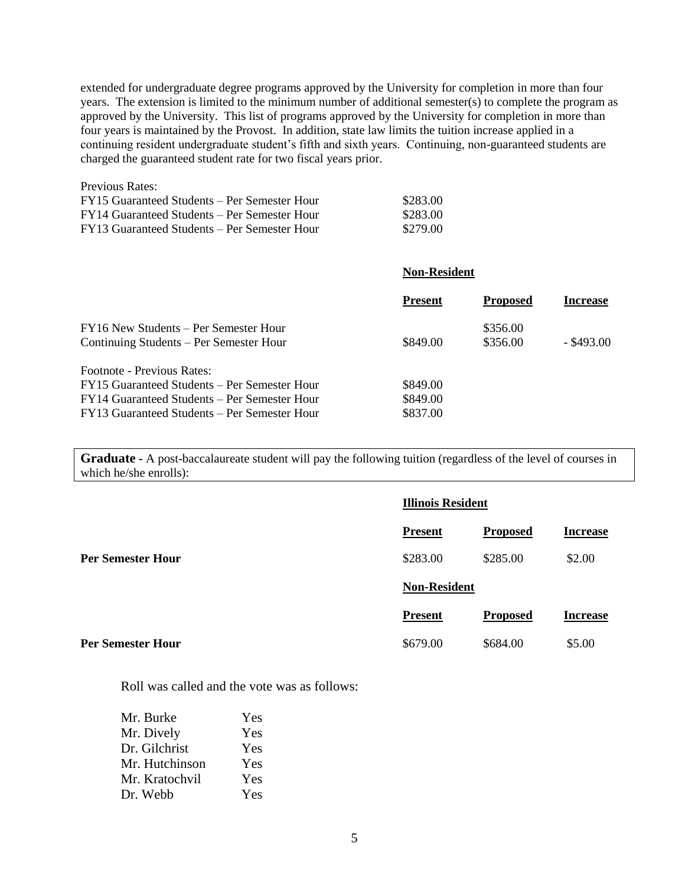extended for undergraduate degree programs approved by the University for completion in more than four years. The extension is limited to the minimum number of additional semester(s) to complete the program as approved by the University. This list of programs approved by the University for completion in more than four years is maintained by the Provost. In addition, state law limits the tuition increase applied in a continuing resident undergraduate student's fifth and sixth years. Continuing, non-guaranteed students are charged the guaranteed student rate for two fiscal years prior.

| Previous Rates: | |
|---|---|
| FY15 Guaranteed Students – Per Semester Hour | \$283.00 |
| FY14 Guaranteed Students – Per Semester Hour | \$283.00 |
| FY13 Guaranteed Students – Per Semester Hour | \$279.00 |

**Non-Resident**

| | **Present** | **Proposed** | **Increase** |
|---|---|---|---|
| FY16 New Students – Per Semester Hour | | \$356.00 | |
| Continuing Students – Per Semester Hour | \$849.00 | \$356.00 | - \$493.00 |
| Footnote - Previous Rates: | | | |
| FY15 Guaranteed Students – Per Semester Hour | \$849.00 | | |
| FY14 Guaranteed Students – Per Semester Hour | \$849.00 | | |
| FY13 Guaranteed Students – Per Semester Hour | \$837.00 | | |

**Graduate** - A post-baccalaureate student will pay the following tuition (regardless of the level of courses in which he/she enrolls):

**Illinois Resident**

| | **Present** | **Proposed** | **Increase** |
|---|---|---|---|
| **Per Semester Hour** | \$283.00 | \$285.00 | \$2.00 |

**Non-Resident**

| | **Present** | **Proposed** | **Increase** |
|---|---|---|---|
| **Per Semester Hour** | \$679.00 | \$684.00 | \$5.00 |

Roll was called and the vote was as follows:

| | |
|---|---|
| Mr. Burke | Yes |
| Mr. Dively | Yes |
| Dr. Gilchrist | Yes |
| Mr. Hutchinson | Yes |
| Mr. Kratochvil | Yes |
| Dr. Webb | Yes |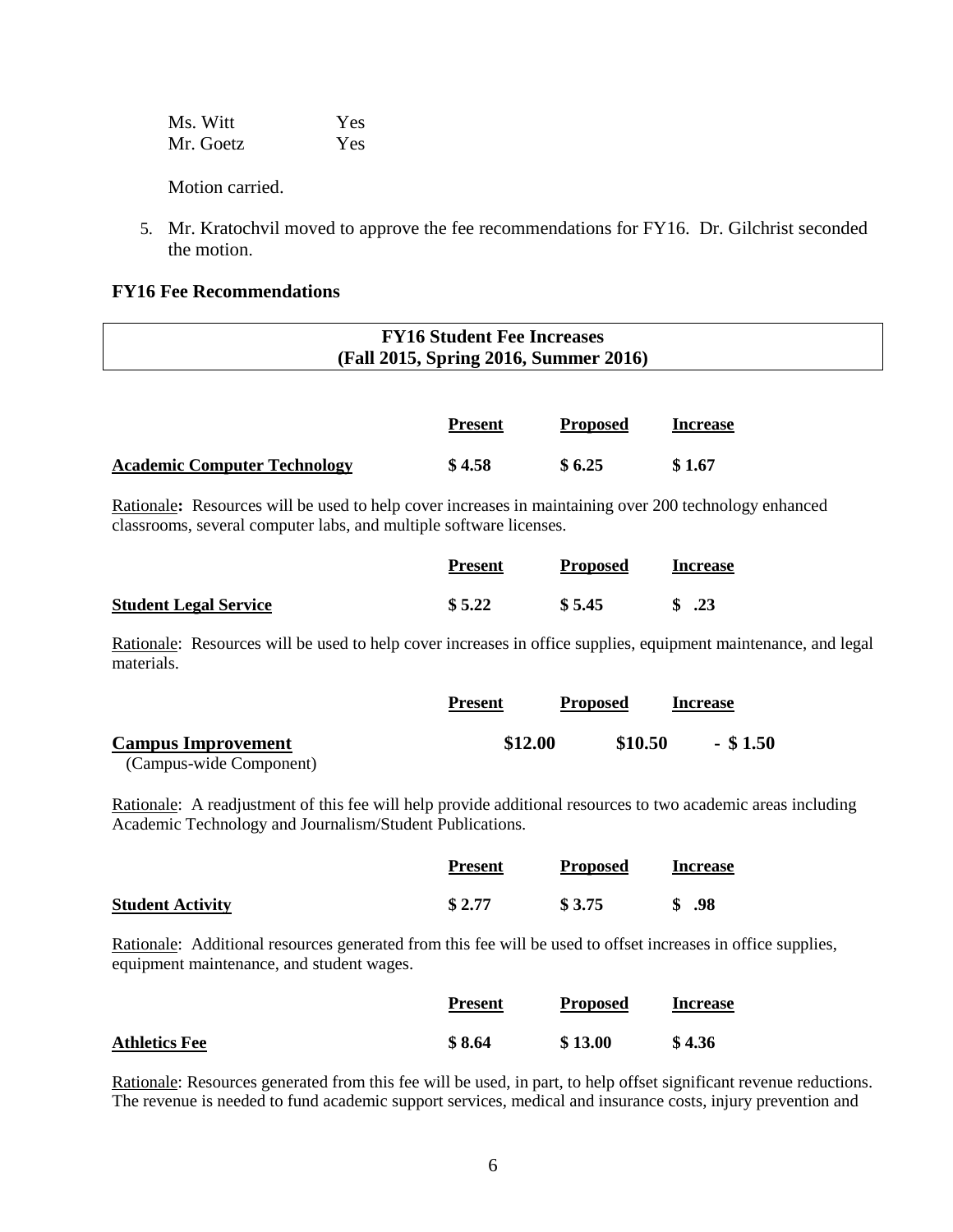| | |
|---|---|
| Ms. Witt | Yes |
| Mr. Goetz | Yes |

Motion carried.

5. Mr. Kratochvil moved to approve the fee recommendations for FY16. Dr. Gilchrist seconded the motion.

**FY16 Fee Recommendations**

**FY16 Student Fee Increases**
**(Fall 2015, Spring 2016, Summer 2016)**

| | **Present** | **Proposed** | **Increase** |
|---|---|---|---|
| **Academic Computer Technology** | **$ 4.58** | **$ 6.25** | **$ 1.67** |

Rationale**:** Resources will be used to help cover increases in maintaining over 200 technology enhanced classrooms, several computer labs, and multiple software licenses.

| | **Present** | **Proposed** | **Increase** |
|---|---|---|---|
| **Student Legal Service** | **$ 5.22** | **$ 5.45** | **$ .23** |

Rationale: Resources will be used to help cover increases in office supplies, equipment maintenance, and legal materials.

| | **Present** | **Proposed** | **Increase** |
|---|---|---|---|
| **Campus Improvement** (Campus-wide Component) | **$12.00** | **$10.50** | **- $ 1.50** |

Rationale: A readjustment of this fee will help provide additional resources to two academic areas including Academic Technology and Journalism/Student Publications.

| | **Present** | **Proposed** | **Increase** |
|---|---|---|---|
| **Student Activity** | **$ 2.77** | **$ 3.75** | **$ .98** |

Rationale: Additional resources generated from this fee will be used to offset increases in office supplies, equipment maintenance, and student wages.

| | **Present** | **Proposed** | **Increase** |
|---|---|---|---|
| **Athletics Fee** | **$ 8.64** | **$ 13.00** | **$ 4.36** |

Rationale: Resources generated from this fee will be used, in part, to help offset significant revenue reductions. The revenue is needed to fund academic support services, medical and insurance costs, injury prevention and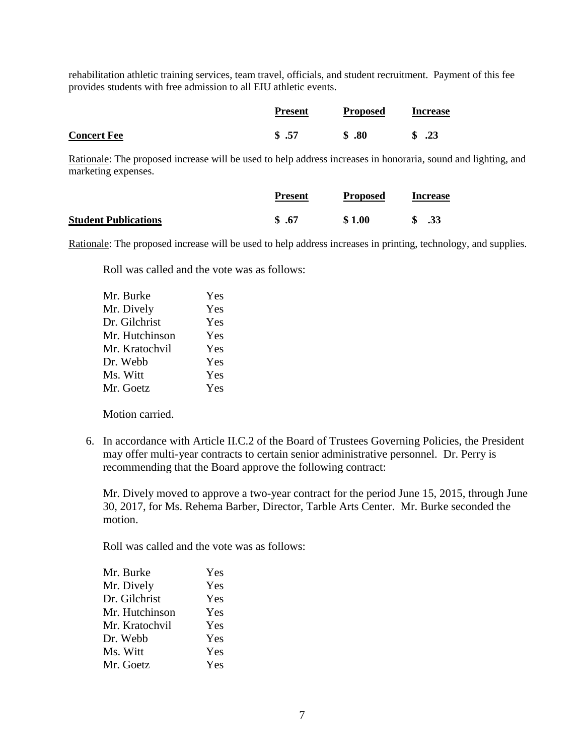rehabilitation athletic training services, team travel, officials, and student recruitment. Payment of this fee provides students with free admission to all EIU athletic events.

| | Present | Proposed | Increase |
|---|---|---|---|
| **Concert Fee** | **$ .57** | **$ .80** | **$ .23** |

Rationale: The proposed increase will be used to help address increases in honoraria, sound and lighting, and marketing expenses.

| | Present | Proposed | Increase |
|---|---|---|---|
| **Student Publications** | **$ .67** | **$ 1.00** | **$ .33** |

Rationale: The proposed increase will be used to help address increases in printing, technology, and supplies.

Roll was called and the vote was as follows:

| | |
|---|---|
| Mr. Burke | Yes |
| Mr. Dively | Yes |
| Dr. Gilchrist | Yes |
| Mr. Hutchinson | Yes |
| Mr. Kratochvil | Yes |
| Dr. Webb | Yes |
| Ms. Witt | Yes |
| Mr. Goetz | Yes |

Motion carried.

6. In accordance with Article II.C.2 of the Board of Trustees Governing Policies, the President may offer multi-year contracts to certain senior administrative personnel. Dr. Perry is recommending that the Board approve the following contract:

   Mr. Dively moved to approve a two-year contract for the period June 15, 2015, through June 30, 2017, for Ms. Rehema Barber, Director, Tarble Arts Center. Mr. Burke seconded the motion.

   Roll was called and the vote was as follows:

| | |
|---|---|
| Mr. Burke | Yes |
| Mr. Dively | Yes |
| Dr. Gilchrist | Yes |
| Mr. Hutchinson | Yes |
| Mr. Kratochvil | Yes |
| Dr. Webb | Yes |
| Ms. Witt | Yes |
| Mr. Goetz | Yes |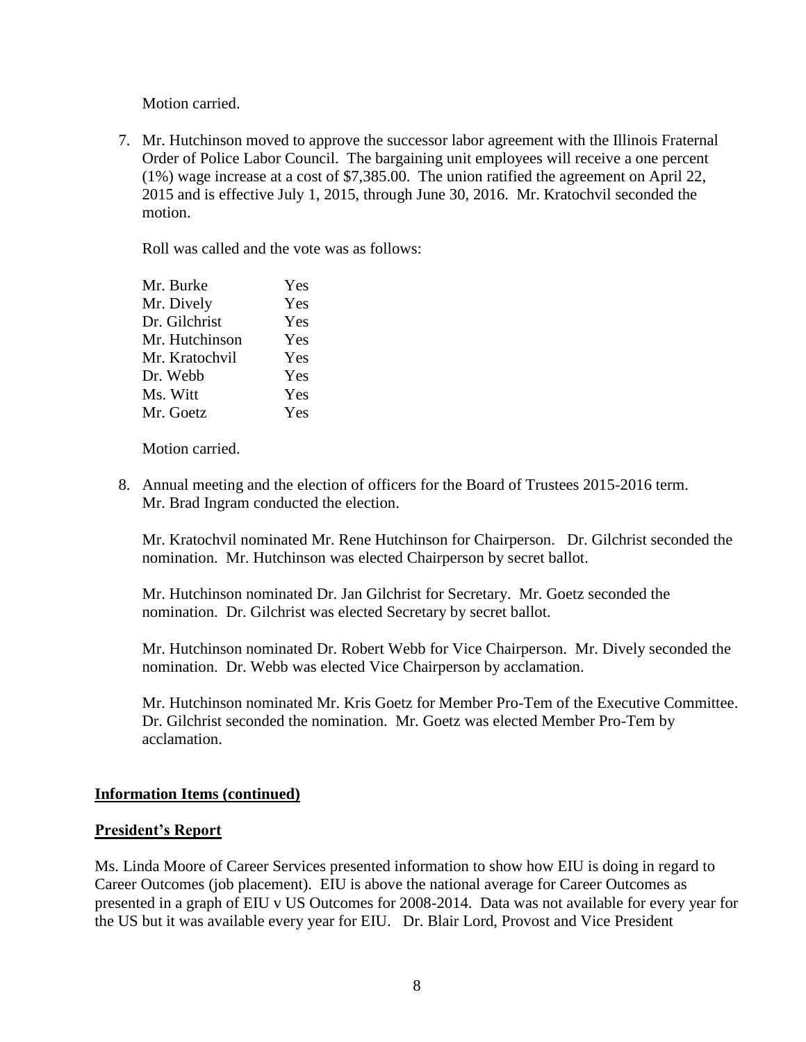Motion carried.

7. Mr. Hutchinson moved to approve the successor labor agreement with the Illinois Fraternal Order of Police Labor Council. The bargaining unit employees will receive a one percent (1%) wage increase at a cost of $7,385.00. The union ratified the agreement on April 22, 2015 and is effective July 1, 2015, through June 30, 2016. Mr. Kratochvil seconded the motion.

   Roll was called and the vote was as follows:

   | | |
   |---|---|
   | Mr. Burke | Yes |
   | Mr. Dively | Yes |
   | Dr. Gilchrist | Yes |
   | Mr. Hutchinson | Yes |
   | Mr. Kratochvil | Yes |
   | Dr. Webb | Yes |
   | Ms. Witt | Yes |
   | Mr. Goetz | Yes |

   Motion carried.

8. Annual meeting and the election of officers for the Board of Trustees 2015-2016 term. Mr. Brad Ingram conducted the election.

   Mr. Kratochvil nominated Mr. Rene Hutchinson for Chairperson. Dr. Gilchrist seconded the nomination. Mr. Hutchinson was elected Chairperson by secret ballot.

   Mr. Hutchinson nominated Dr. Jan Gilchrist for Secretary. Mr. Goetz seconded the nomination. Dr. Gilchrist was elected Secretary by secret ballot.

   Mr. Hutchinson nominated Dr. Robert Webb for Vice Chairperson. Mr. Dively seconded the nomination. Dr. Webb was elected Vice Chairperson by acclamation.

   Mr. Hutchinson nominated Mr. Kris Goetz for Member Pro-Tem of the Executive Committee. Dr. Gilchrist seconded the nomination. Mr. Goetz was elected Member Pro-Tem by acclamation.

## Information Items (continued)

## President's Report

Ms. Linda Moore of Career Services presented information to show how EIU is doing in regard to Career Outcomes (job placement). EIU is above the national average for Career Outcomes as presented in a graph of EIU v US Outcomes for 2008-2014. Data was not available for every year for the US but it was available every year for EIU. Dr. Blair Lord, Provost and Vice President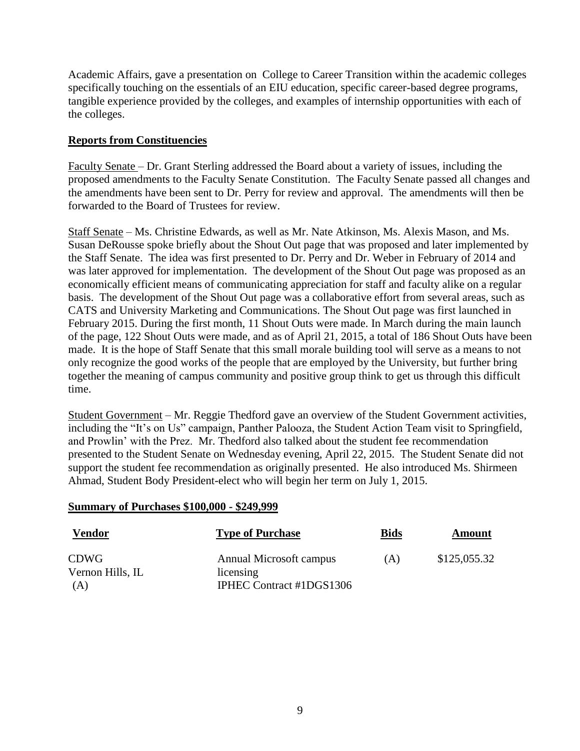Academic Affairs, gave a presentation on College to Career Transition within the academic colleges specifically touching on the essentials of an EIU education, specific career-based degree programs, tangible experience provided by the colleges, and examples of internship opportunities with each of the colleges.

**Reports from Constituencies**

Faculty Senate – Dr. Grant Sterling addressed the Board about a variety of issues, including the proposed amendments to the Faculty Senate Constitution. The Faculty Senate passed all changes and the amendments have been sent to Dr. Perry for review and approval. The amendments will then be forwarded to the Board of Trustees for review.

Staff Senate – Ms. Christine Edwards, as well as Mr. Nate Atkinson, Ms. Alexis Mason, and Ms. Susan DeRousse spoke briefly about the Shout Out page that was proposed and later implemented by the Staff Senate. The idea was first presented to Dr. Perry and Dr. Weber in February of 2014 and was later approved for implementation. The development of the Shout Out page was proposed as an economically efficient means of communicating appreciation for staff and faculty alike on a regular basis. The development of the Shout Out page was a collaborative effort from several areas, such as CATS and University Marketing and Communications. The Shout Out page was first launched in February 2015. During the first month, 11 Shout Outs were made. In March during the main launch of the page, 122 Shout Outs were made, and as of April 21, 2015, a total of 186 Shout Outs have been made. It is the hope of Staff Senate that this small morale building tool will serve as a means to not only recognize the good works of the people that are employed by the University, but further bring together the meaning of campus community and positive group think to get us through this difficult time.

Student Government – Mr. Reggie Thedford gave an overview of the Student Government activities, including the "It's on Us" campaign, Panther Palooza, the Student Action Team visit to Springfield, and Prowlin' with the Prez. Mr. Thedford also talked about the student fee recommendation presented to the Student Senate on Wednesday evening, April 22, 2015. The Student Senate did not support the student fee recommendation as originally presented. He also introduced Ms. Shirmeen Ahmad, Student Body President-elect who will begin her term on July 1, 2015.

**Summary of Purchases $100,000 - $249,999**

| Vendor | Type of Purchase | Bids | Amount |
|---|---|---|---|
| CDWG<br>Vernon Hills, IL<br>(A) | Annual Microsoft campus licensing<br>IPHEC Contract #1DGS1306 | (A) | $125,055.32 |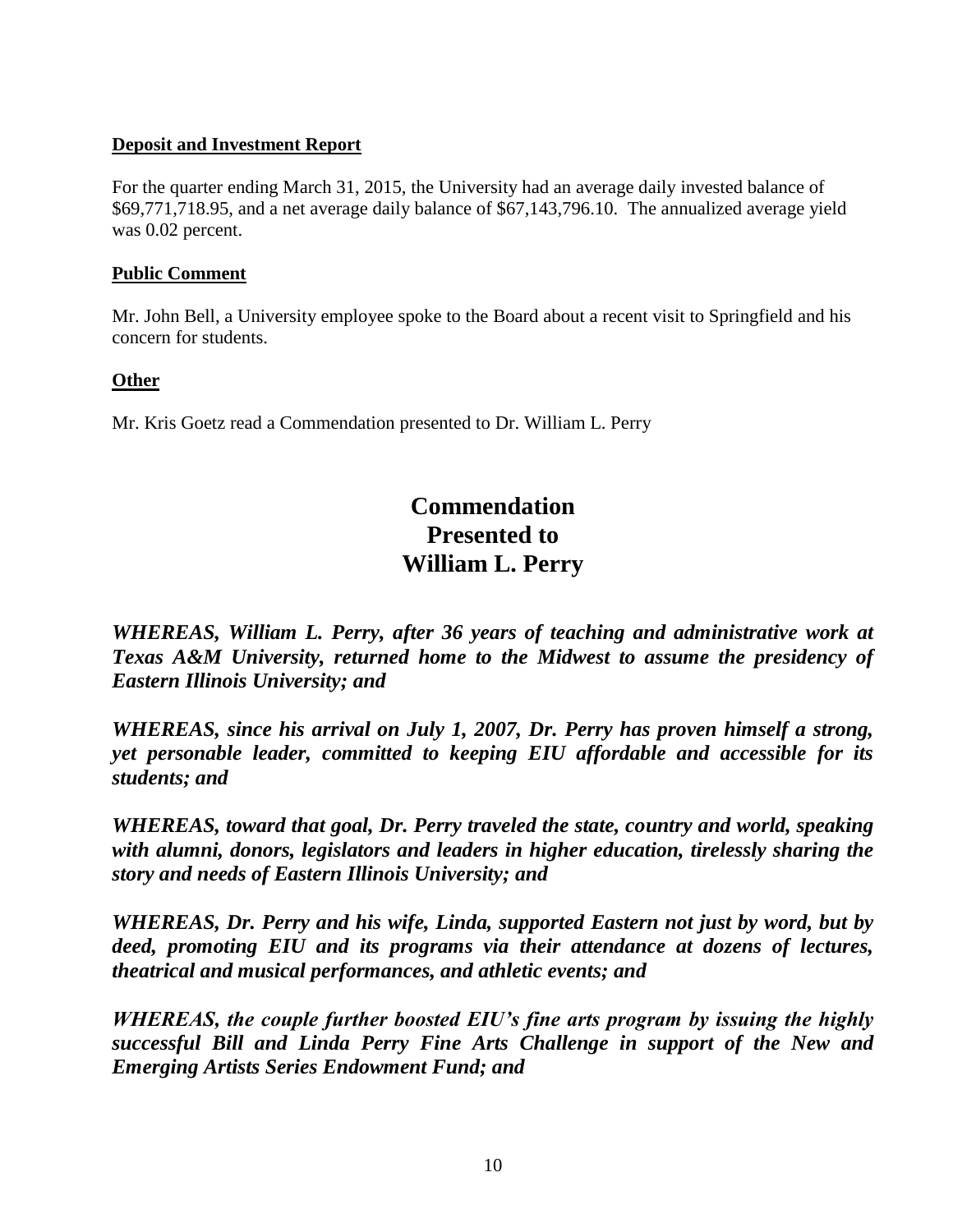**Deposit and Investment Report**

For the quarter ending March 31, 2015, the University had an average daily invested balance of $69,771,718.95, and a net average daily balance of $67,143,796.10. The annualized average yield was 0.02 percent.

**Public Comment**

Mr. John Bell, a University employee spoke to the Board about a recent visit to Springfield and his concern for students.

**Other**

Mr. Kris Goetz read a Commendation presented to Dr. William L. Perry

# Commendation Presented to William L. Perry

***WHEREAS, William L. Perry, after 36 years of teaching and administrative work at Texas A&M University, returned home to the Midwest to assume the presidency of Eastern Illinois University; and***

***WHEREAS, since his arrival on July 1, 2007, Dr. Perry has proven himself a strong, yet personable leader, committed to keeping EIU affordable and accessible for its students; and***

***WHEREAS, toward that goal, Dr. Perry traveled the state, country and world, speaking with alumni, donors, legislators and leaders in higher education, tirelessly sharing the story and needs of Eastern Illinois University; and***

***WHEREAS, Dr. Perry and his wife, Linda, supported Eastern not just by word, but by deed, promoting EIU and its programs via their attendance at dozens of lectures, theatrical and musical performances, and athletic events; and***

***WHEREAS, the couple further boosted EIU's fine arts program by issuing the highly successful Bill and Linda Perry Fine Arts Challenge in support of the New and Emerging Artists Series Endowment Fund; and***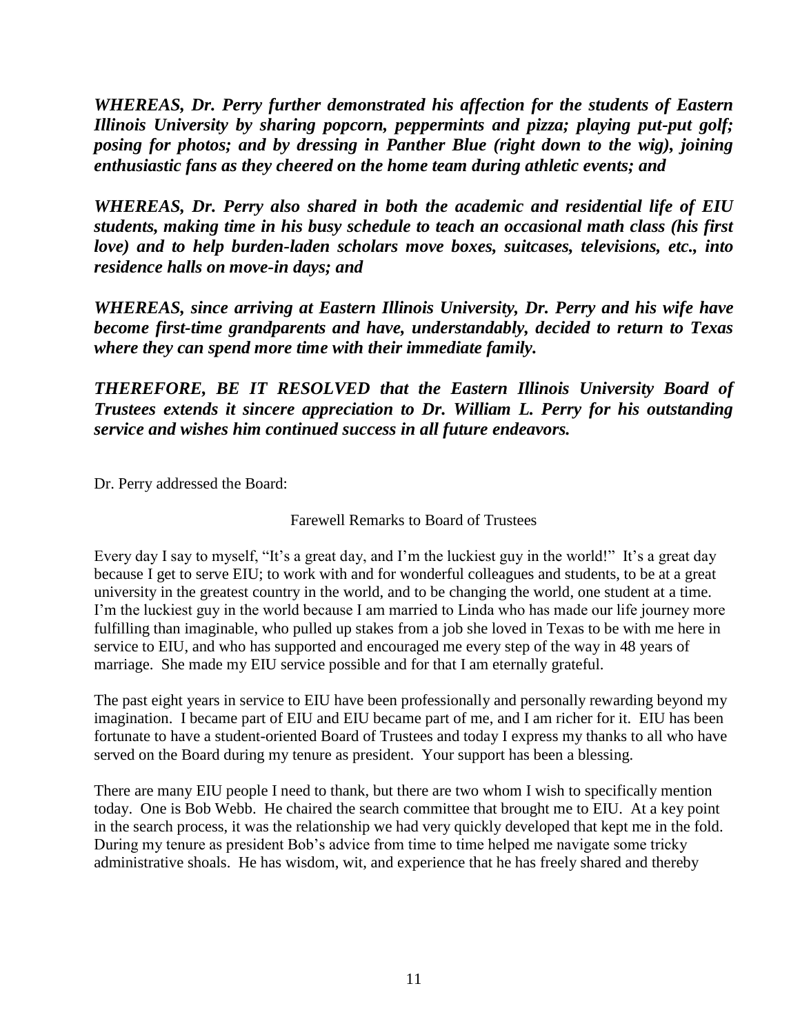***WHEREAS, Dr. Perry further demonstrated his affection for the students of Eastern Illinois University by sharing popcorn, peppermints and pizza; playing put-put golf; posing for photos; and by dressing in Panther Blue (right down to the wig), joining enthusiastic fans as they cheered on the home team during athletic events; and***

***WHEREAS, Dr. Perry also shared in both the academic and residential life of EIU students, making time in his busy schedule to teach an occasional math class (his first love) and to help burden-laden scholars move boxes, suitcases, televisions, etc., into residence halls on move-in days; and***

***WHEREAS, since arriving at Eastern Illinois University, Dr. Perry and his wife have become first-time grandparents and have, understandably, decided to return to Texas where they can spend more time with their immediate family.***

***THEREFORE, BE IT RESOLVED that the Eastern Illinois University Board of Trustees extends it sincere appreciation to Dr. William L. Perry for his outstanding service and wishes him continued success in all future endeavors.***

Dr. Perry addressed the Board:

Farewell Remarks to Board of Trustees

Every day I say to myself, "It's a great day, and I'm the luckiest guy in the world!" It's a great day because I get to serve EIU; to work with and for wonderful colleagues and students, to be at a great university in the greatest country in the world, and to be changing the world, one student at a time. I'm the luckiest guy in the world because I am married to Linda who has made our life journey more fulfilling than imaginable, who pulled up stakes from a job she loved in Texas to be with me here in service to EIU, and who has supported and encouraged me every step of the way in 48 years of marriage. She made my EIU service possible and for that I am eternally grateful.

The past eight years in service to EIU have been professionally and personally rewarding beyond my imagination. I became part of EIU and EIU became part of me, and I am richer for it. EIU has been fortunate to have a student-oriented Board of Trustees and today I express my thanks to all who have served on the Board during my tenure as president. Your support has been a blessing.

There are many EIU people I need to thank, but there are two whom I wish to specifically mention today. One is Bob Webb. He chaired the search committee that brought me to EIU. At a key point in the search process, it was the relationship we had very quickly developed that kept me in the fold. During my tenure as president Bob's advice from time to time helped me navigate some tricky administrative shoals. He has wisdom, wit, and experience that he has freely shared and thereby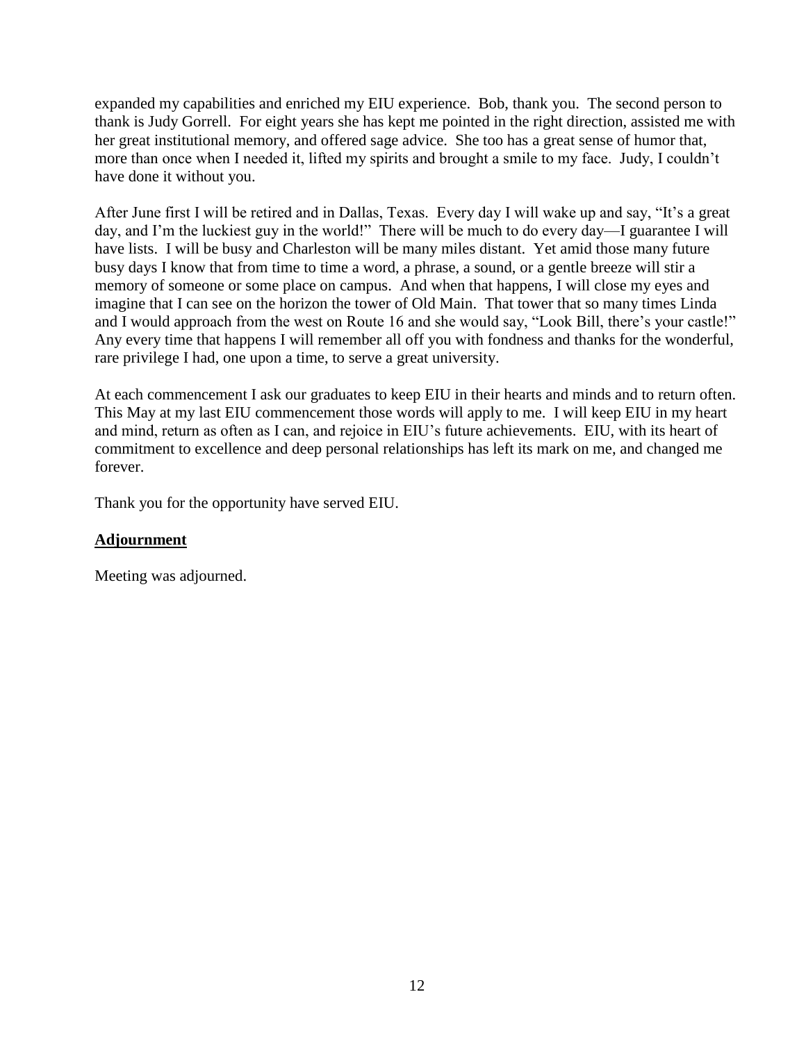expanded my capabilities and enriched my EIU experience. Bob, thank you. The second person to thank is Judy Gorrell. For eight years she has kept me pointed in the right direction, assisted me with her great institutional memory, and offered sage advice. She too has a great sense of humor that, more than once when I needed it, lifted my spirits and brought a smile to my face. Judy, I couldn't have done it without you.

After June first I will be retired and in Dallas, Texas. Every day I will wake up and say, "It's a great day, and I'm the luckiest guy in the world!" There will be much to do every day—I guarantee I will have lists. I will be busy and Charleston will be many miles distant. Yet amid those many future busy days I know that from time to time a word, a phrase, a sound, or a gentle breeze will stir a memory of someone or some place on campus. And when that happens, I will close my eyes and imagine that I can see on the horizon the tower of Old Main. That tower that so many times Linda and I would approach from the west on Route 16 and she would say, "Look Bill, there's your castle!" Any every time that happens I will remember all off you with fondness and thanks for the wonderful, rare privilege I had, one upon a time, to serve a great university.

At each commencement I ask our graduates to keep EIU in their hearts and minds and to return often. This May at my last EIU commencement those words will apply to me. I will keep EIU in my heart and mind, return as often as I can, and rejoice in EIU's future achievements. EIU, with its heart of commitment to excellence and deep personal relationships has left its mark on me, and changed me forever.

Thank you for the opportunity have served EIU.

**Adjournment**

Meeting was adjourned.